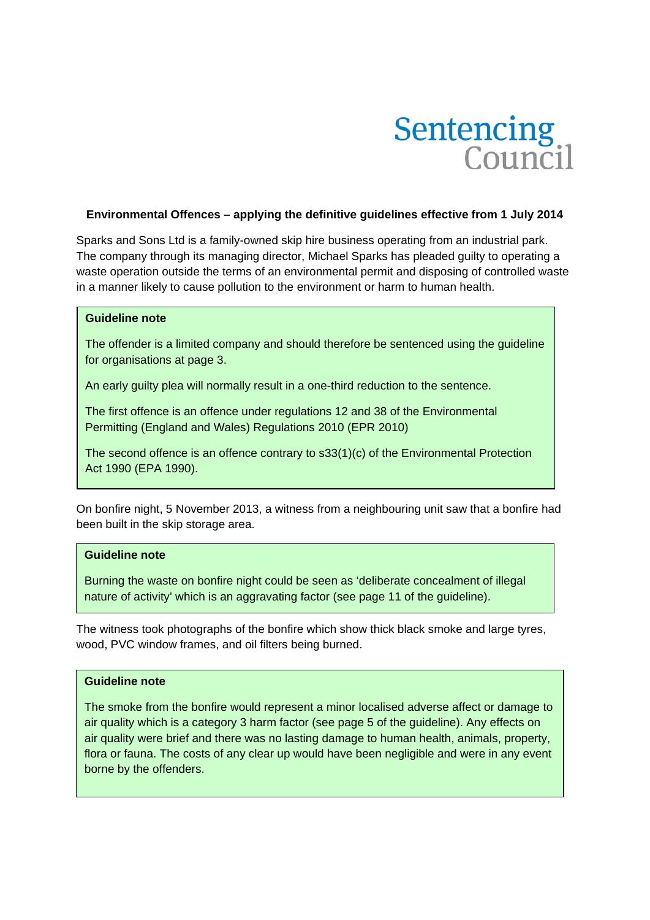Sentencing Council

**Environmental Offences – applying the definitive guidelines effective from 1 July 2014**

Sparks and Sons Ltd is a family-owned skip hire business operating from an industrial park. The company through its managing director, Michael Sparks has pleaded guilty to operating a waste operation outside the terms of an environmental permit and disposing of controlled waste in a manner likely to cause pollution to the environment or harm to human health.

> **Guideline note**
>
> The offender is a limited company and should therefore be sentenced using the guideline for organisations at page 3.
>
> An early guilty plea will normally result in a one-third reduction to the sentence.
>
> The first offence is an offence under regulations 12 and 38 of the Environmental Permitting (England and Wales) Regulations 2010 (EPR 2010)
>
> The second offence is an offence contrary to s33(1)(c) of the Environmental Protection Act 1990 (EPA 1990).

On bonfire night, 5 November 2013, a witness from a neighbouring unit saw that a bonfire had been built in the skip storage area.

> **Guideline note**
>
> Burning the waste on bonfire night could be seen as 'deliberate concealment of illegal nature of activity' which is an aggravating factor (see page 11 of the guideline).

The witness took photographs of the bonfire which show thick black smoke and large tyres, wood, PVC window frames, and oil filters being burned.

> **Guideline note**
>
> The smoke from the bonfire would represent a minor localised adverse affect or damage to air quality which is a category 3 harm factor (see page 5 of the guideline). Any effects on air quality were brief and there was no lasting damage to human health, animals, property, flora or fauna. The costs of any clear up would have been negligible and were in any event borne by the offenders.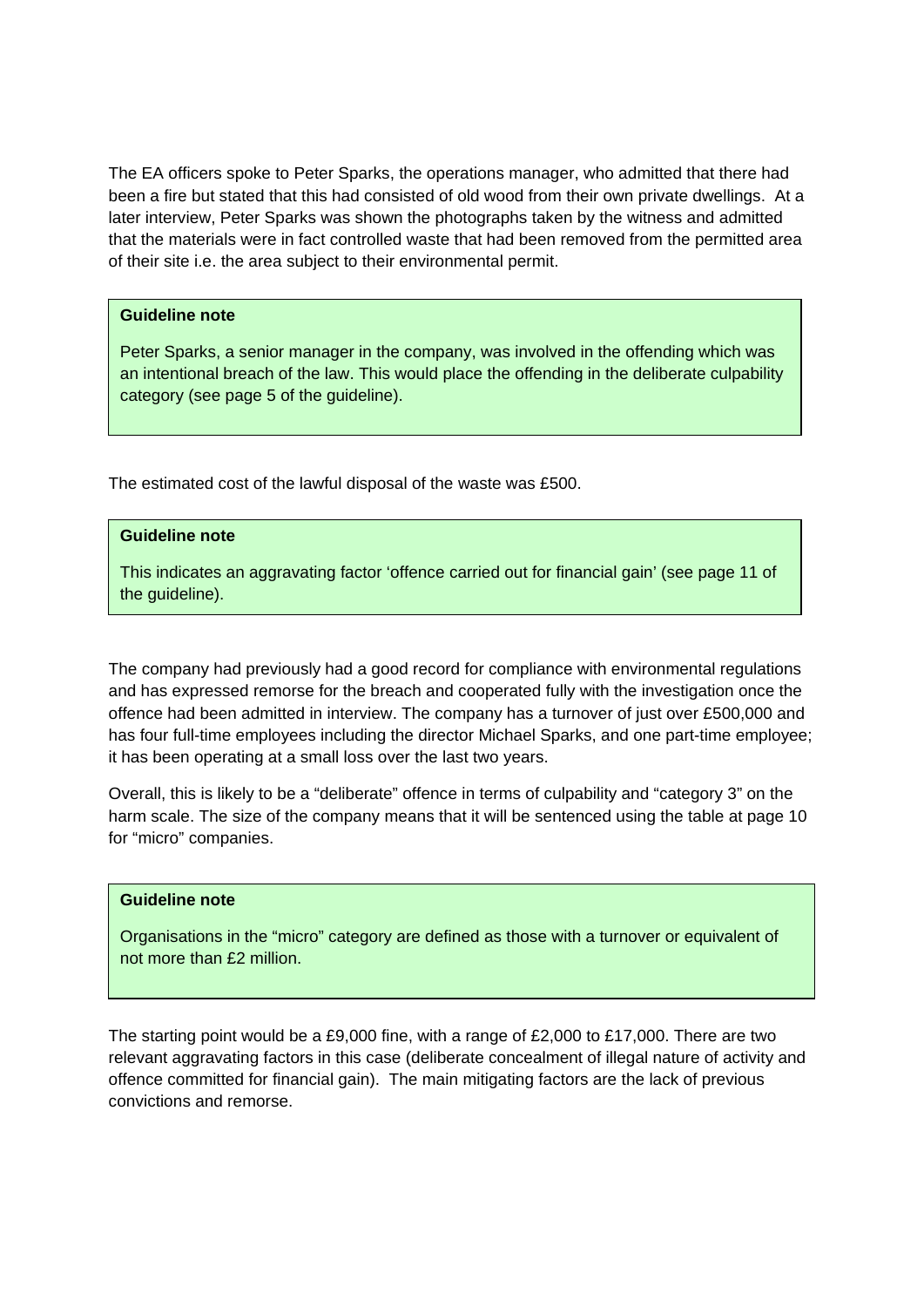The EA officers spoke to Peter Sparks, the operations manager, who admitted that there had been a fire but stated that this had consisted of old wood from their own private dwellings. At a later interview, Peter Sparks was shown the photographs taken by the witness and admitted that the materials were in fact controlled waste that had been removed from the permitted area of their site i.e. the area subject to their environmental permit.

> **Guideline note**
>
> Peter Sparks, a senior manager in the company, was involved in the offending which was an intentional breach of the law. This would place the offending in the deliberate culpability category (see page 5 of the guideline).

The estimated cost of the lawful disposal of the waste was £500.

> **Guideline note**
>
> This indicates an aggravating factor 'offence carried out for financial gain' (see page 11 of the guideline).

The company had previously had a good record for compliance with environmental regulations and has expressed remorse for the breach and cooperated fully with the investigation once the offence had been admitted in interview. The company has a turnover of just over £500,000 and has four full-time employees including the director Michael Sparks, and one part-time employee; it has been operating at a small loss over the last two years.

Overall, this is likely to be a "deliberate" offence in terms of culpability and "category 3" on the harm scale. The size of the company means that it will be sentenced using the table at page 10 for "micro" companies.

> **Guideline note**
>
> Organisations in the "micro" category are defined as those with a turnover or equivalent of not more than £2 million.

The starting point would be a £9,000 fine, with a range of £2,000 to £17,000. There are two relevant aggravating factors in this case (deliberate concealment of illegal nature of activity and offence committed for financial gain). The main mitigating factors are the lack of previous convictions and remorse.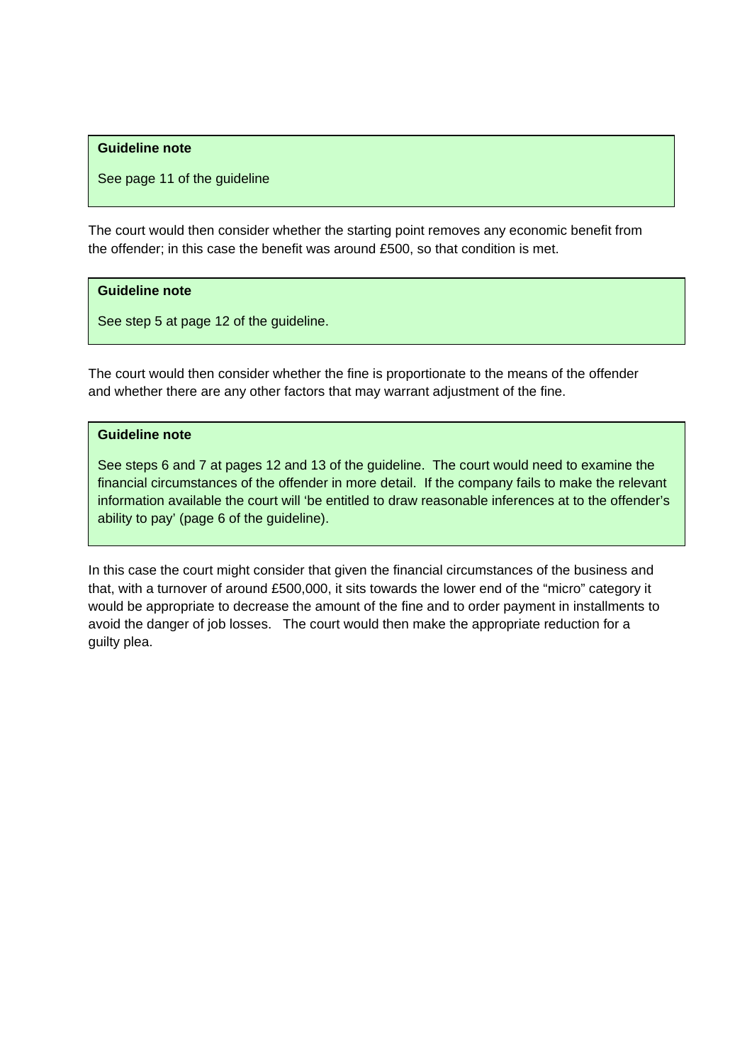**Guideline note**

See page 11 of the guideline

The court would then consider whether the starting point removes any economic benefit from the offender; in this case the benefit was around £500, so that condition is met.

**Guideline note**

See step 5 at page 12 of the guideline.

The court would then consider whether the fine is proportionate to the means of the offender and whether there are any other factors that may warrant adjustment of the fine.

**Guideline note**

See steps 6 and 7 at pages 12 and 13 of the guideline. The court would need to examine the financial circumstances of the offender in more detail. If the company fails to make the relevant information available the court will 'be entitled to draw reasonable inferences at to the offender's ability to pay' (page 6 of the guideline).

In this case the court might consider that given the financial circumstances of the business and that, with a turnover of around £500,000, it sits towards the lower end of the "micro" category it would be appropriate to decrease the amount of the fine and to order payment in installments to avoid the danger of job losses. The court would then make the appropriate reduction for a guilty plea.